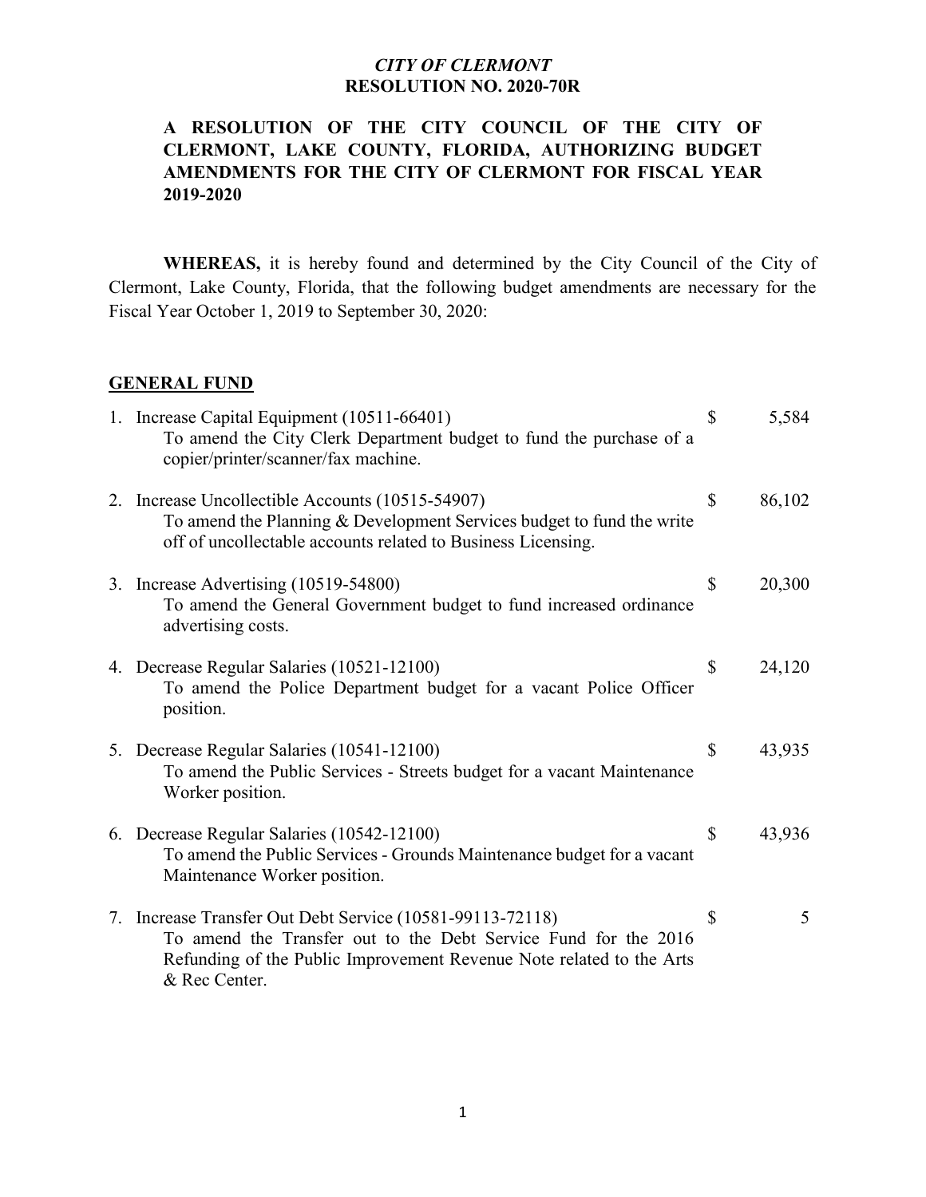*CITY OF CLERMONT*
**RESOLUTION NO. 2020-70R**

**A RESOLUTION OF THE CITY COUNCIL OF THE CITY OF CLERMONT, LAKE COUNTY, FLORIDA, AUTHORIZING BUDGET AMENDMENTS FOR THE CITY OF CLERMONT FOR FISCAL YEAR 2019-2020**

**WHEREAS,** it is hereby found and determined by the City Council of the City of Clermont, Lake County, Florida, that the following budget amendments are necessary for the Fiscal Year October 1, 2019 to September 30, 2020:

## GENERAL FUND

1. Increase Capital Equipment (10511-66401) — $ 5,584
   To amend the City Clerk Department budget to fund the purchase of a copier/printer/scanner/fax machine.

2. Increase Uncollectible Accounts (10515-54907) — $ 86,102
   To amend the Planning & Development Services budget to fund the write off of uncollectable accounts related to Business Licensing.

3. Increase Advertising (10519-54800) — $ 20,300
   To amend the General Government budget to fund increased ordinance advertising costs.

4. Decrease Regular Salaries (10521-12100) — $ 24,120
   To amend the Police Department budget for a vacant Police Officer position.

5. Decrease Regular Salaries (10541-12100) — $ 43,935
   To amend the Public Services - Streets budget for a vacant Maintenance Worker position.

6. Decrease Regular Salaries (10542-12100) — $ 43,936
   To amend the Public Services - Grounds Maintenance budget for a vacant Maintenance Worker position.

7. Increase Transfer Out Debt Service (10581-99113-72118) — $ 5
   To amend the Transfer out to the Debt Service Fund for the 2016 Refunding of the Public Improvement Revenue Note related to the Arts & Rec Center.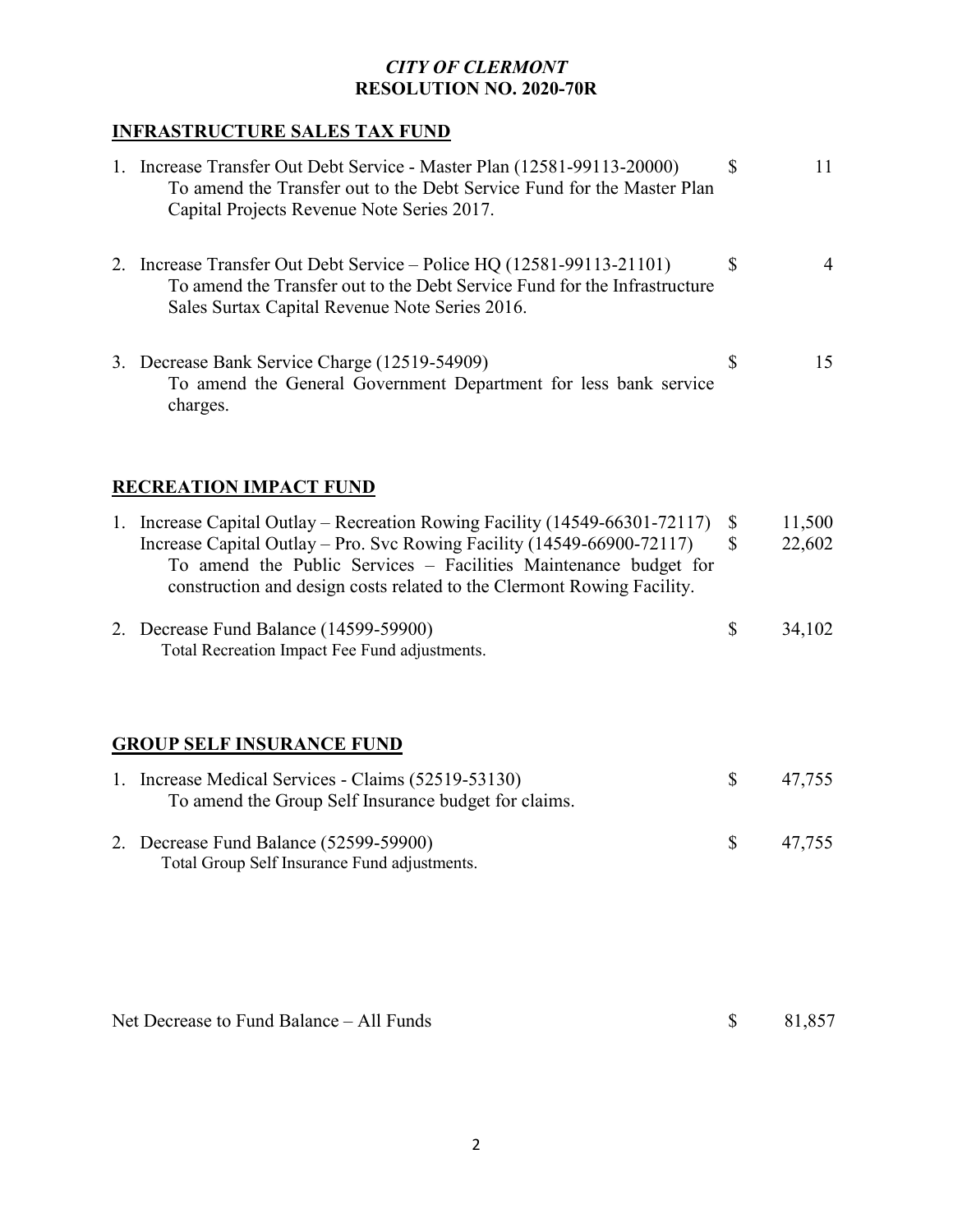*CITY OF CLERMONT*
**RESOLUTION NO. 2020-70R**

## INFRASTRUCTURE SALES TAX FUND

| | | |
|---|---|---|
| 1. Increase Transfer Out Debt Service - Master Plan (12581-99113-20000)<br>To amend the Transfer out to the Debt Service Fund for the Master Plan Capital Projects Revenue Note Series 2017. | $ | 11 |
| 2. Increase Transfer Out Debt Service – Police HQ (12581-99113-21101)<br>To amend the Transfer out to the Debt Service Fund for the Infrastructure Sales Surtax Capital Revenue Note Series 2016. | $ | 4 |
| 3. Decrease Bank Service Charge (12519-54909)<br>To amend the General Government Department for less bank service charges. | $ | 15 |

## RECREATION IMPACT FUND

| | | |
|---|---|---|
| 1. Increase Capital Outlay – Recreation Rowing Facility (14549-66301-72117) | $ | 11,500 |
| Increase Capital Outlay – Pro. Svc Rowing Facility (14549-66900-72117)<br>To amend the Public Services – Facilities Maintenance budget for construction and design costs related to the Clermont Rowing Facility. | $ | 22,602 |
| 2. Decrease Fund Balance (14599-59900)<br>Total Recreation Impact Fee Fund adjustments. | $ | 34,102 |

## GROUP SELF INSURANCE FUND

| | | |
|---|---|---|
| 1. Increase Medical Services - Claims (52519-53130)<br>To amend the Group Self Insurance budget for claims. | $ | 47,755 |
| 2. Decrease Fund Balance (52599-59900)<br>Total Group Self Insurance Fund adjustments. | $ | 47,755 |

| | | |
|---|---|---|
| Net Decrease to Fund Balance – All Funds | $ | 81,857 |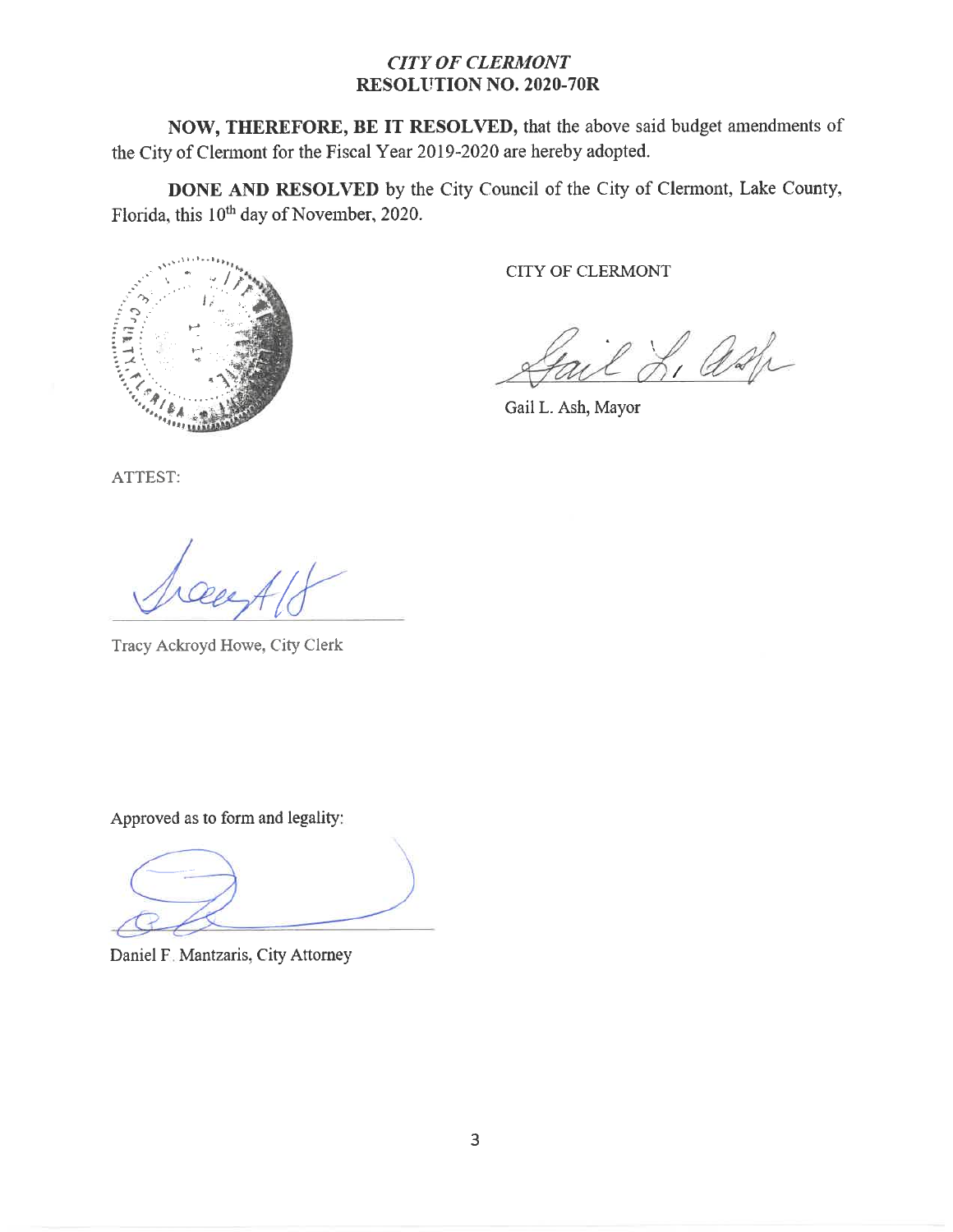*CITY OF CLERMONT*
**RESOLUTION NO. 2020-70R**

**NOW, THEREFORE, BE IT RESOLVED,** that the above said budget amendments of the City of Clermont for the Fiscal Year 2019-2020 are hereby adopted.

**DONE AND RESOLVED** by the City Council of the City of Clermont, Lake County, Florida, this 10th day of November, 2020.

CITY OF CLERMONT

Gail L. Ash, Mayor

ATTEST:

Tracy Ackroyd Howe, City Clerk

Approved as to form and legality:

Daniel F. Mantzaris, City Attorney